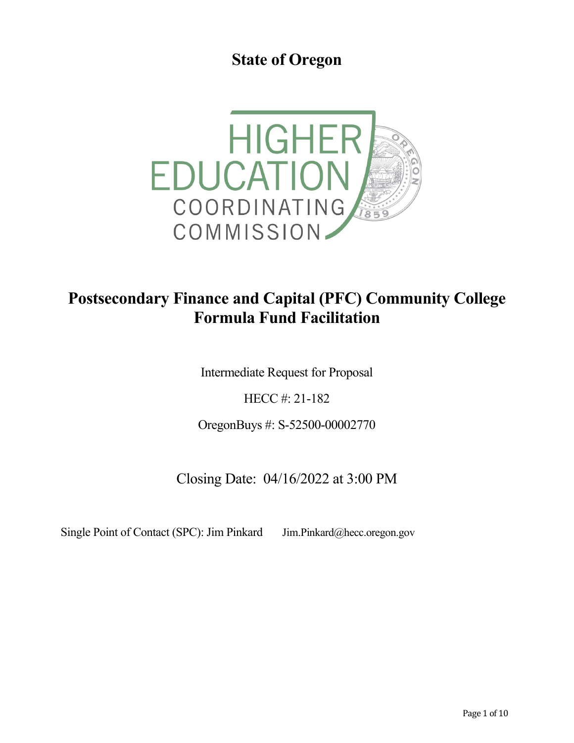# State of Oregon

HIGHER EDUCATION COORDINATING COMMISSION

## Postsecondary Finance and Capital (PFC) Community College Formula Fund Facilitation

Intermediate Request for Proposal

HECC #: 21-182

OregonBuys #: S-52500-00002770

Closing Date: 04/16/2022 at 3:00 PM

Single Point of Contact (SPC): Jim Pinkard Jim.Pinkard@hecc.oregon.gov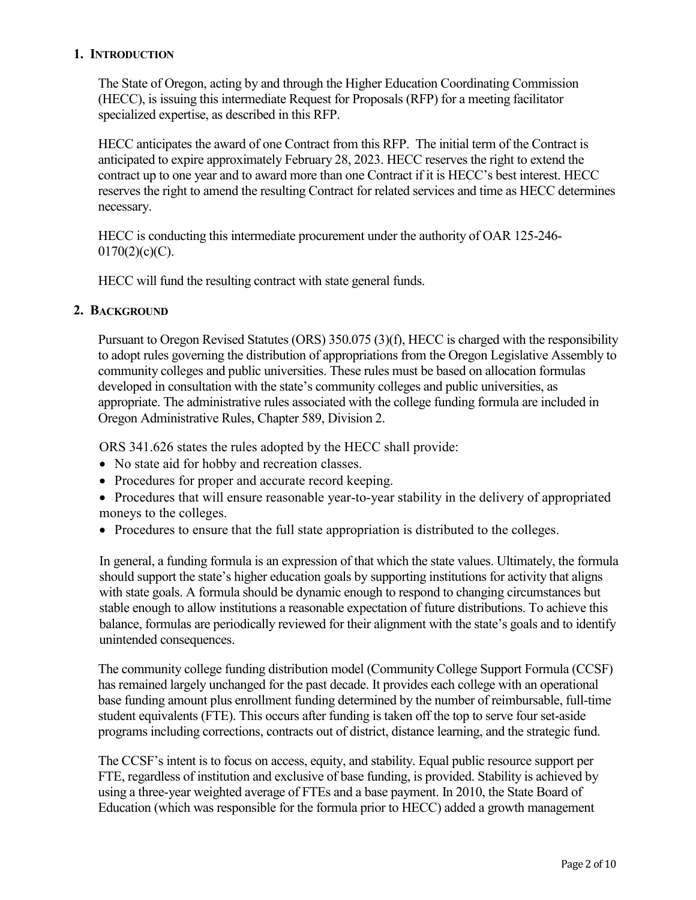## 1. INTRODUCTION

The State of Oregon, acting by and through the Higher Education Coordinating Commission (HECC), is issuing this intermediate Request for Proposals (RFP) for a meeting facilitator specialized expertise, as described in this RFP.

HECC anticipates the award of one Contract from this RFP. The initial term of the Contract is anticipated to expire approximately February 28, 2023. HECC reserves the right to extend the contract up to one year and to award more than one Contract if it is HECC's best interest. HECC reserves the right to amend the resulting Contract for related services and time as HECC determines necessary.

HECC is conducting this intermediate procurement under the authority of OAR 125-246-0170(2)(c)(C).

HECC will fund the resulting contract with state general funds.

## 2. BACKGROUND

Pursuant to Oregon Revised Statutes (ORS) 350.075 (3)(f), HECC is charged with the responsibility to adopt rules governing the distribution of appropriations from the Oregon Legislative Assembly to community colleges and public universities. These rules must be based on allocation formulas developed in consultation with the state's community colleges and public universities, as appropriate. The administrative rules associated with the college funding formula are included in Oregon Administrative Rules, Chapter 589, Division 2.

ORS 341.626 states the rules adopted by the HECC shall provide:

- No state aid for hobby and recreation classes.
- Procedures for proper and accurate record keeping.
- Procedures that will ensure reasonable year-to-year stability in the delivery of appropriated moneys to the colleges.
- Procedures to ensure that the full state appropriation is distributed to the colleges.

In general, a funding formula is an expression of that which the state values. Ultimately, the formula should support the state's higher education goals by supporting institutions for activity that aligns with state goals. A formula should be dynamic enough to respond to changing circumstances but stable enough to allow institutions a reasonable expectation of future distributions. To achieve this balance, formulas are periodically reviewed for their alignment with the state's goals and to identify unintended consequences.

The community college funding distribution model (Community College Support Formula (CCSF) has remained largely unchanged for the past decade. It provides each college with an operational base funding amount plus enrollment funding determined by the number of reimbursable, full-time student equivalents (FTE). This occurs after funding is taken off the top to serve four set-aside programs including corrections, contracts out of district, distance learning, and the strategic fund.

The CCSF's intent is to focus on access, equity, and stability. Equal public resource support per FTE, regardless of institution and exclusive of base funding, is provided. Stability is achieved by using a three-year weighted average of FTEs and a base payment. In 2010, the State Board of Education (which was responsible for the formula prior to HECC) added a growth management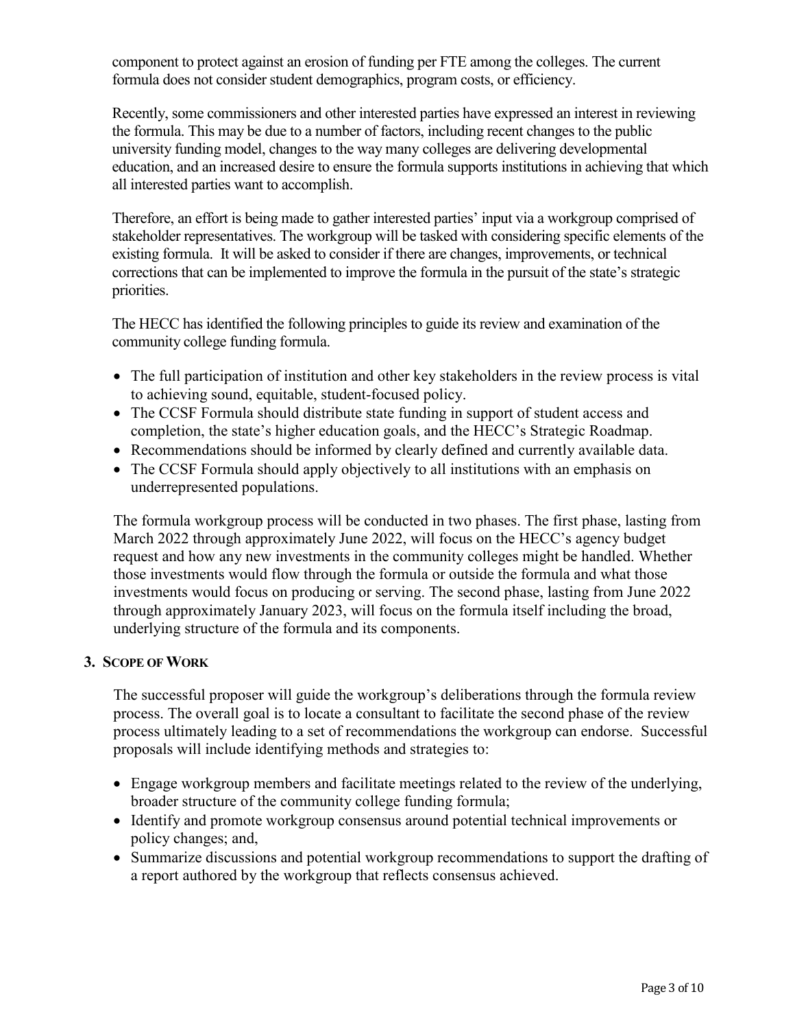component to protect against an erosion of funding per FTE among the colleges. The current formula does not consider student demographics, program costs, or efficiency.

Recently, some commissioners and other interested parties have expressed an interest in reviewing the formula. This may be due to a number of factors, including recent changes to the public university funding model, changes to the way many colleges are delivering developmental education, and an increased desire to ensure the formula supports institutions in achieving that which all interested parties want to accomplish.

Therefore, an effort is being made to gather interested parties' input via a workgroup comprised of stakeholder representatives. The workgroup will be tasked with considering specific elements of the existing formula. It will be asked to consider if there are changes, improvements, or technical corrections that can be implemented to improve the formula in the pursuit of the state's strategic priorities.

The HECC has identified the following principles to guide its review and examination of the community college funding formula.

- The full participation of institution and other key stakeholders in the review process is vital to achieving sound, equitable, student-focused policy.
- The CCSF Formula should distribute state funding in support of student access and completion, the state's higher education goals, and the HECC's Strategic Roadmap.
- Recommendations should be informed by clearly defined and currently available data.
- The CCSF Formula should apply objectively to all institutions with an emphasis on underrepresented populations.

The formula workgroup process will be conducted in two phases. The first phase, lasting from March 2022 through approximately June 2022, will focus on the HECC's agency budget request and how any new investments in the community colleges might be handled. Whether those investments would flow through the formula or outside the formula and what those investments would focus on producing or serving. The second phase, lasting from June 2022 through approximately January 2023, will focus on the formula itself including the broad, underlying structure of the formula and its components.

### 3. Scope of Work

The successful proposer will guide the workgroup's deliberations through the formula review process. The overall goal is to locate a consultant to facilitate the second phase of the review process ultimately leading to a set of recommendations the workgroup can endorse. Successful proposals will include identifying methods and strategies to:

- Engage workgroup members and facilitate meetings related to the review of the underlying, broader structure of the community college funding formula;
- Identify and promote workgroup consensus around potential technical improvements or policy changes; and,
- Summarize discussions and potential workgroup recommendations to support the drafting of a report authored by the workgroup that reflects consensus achieved.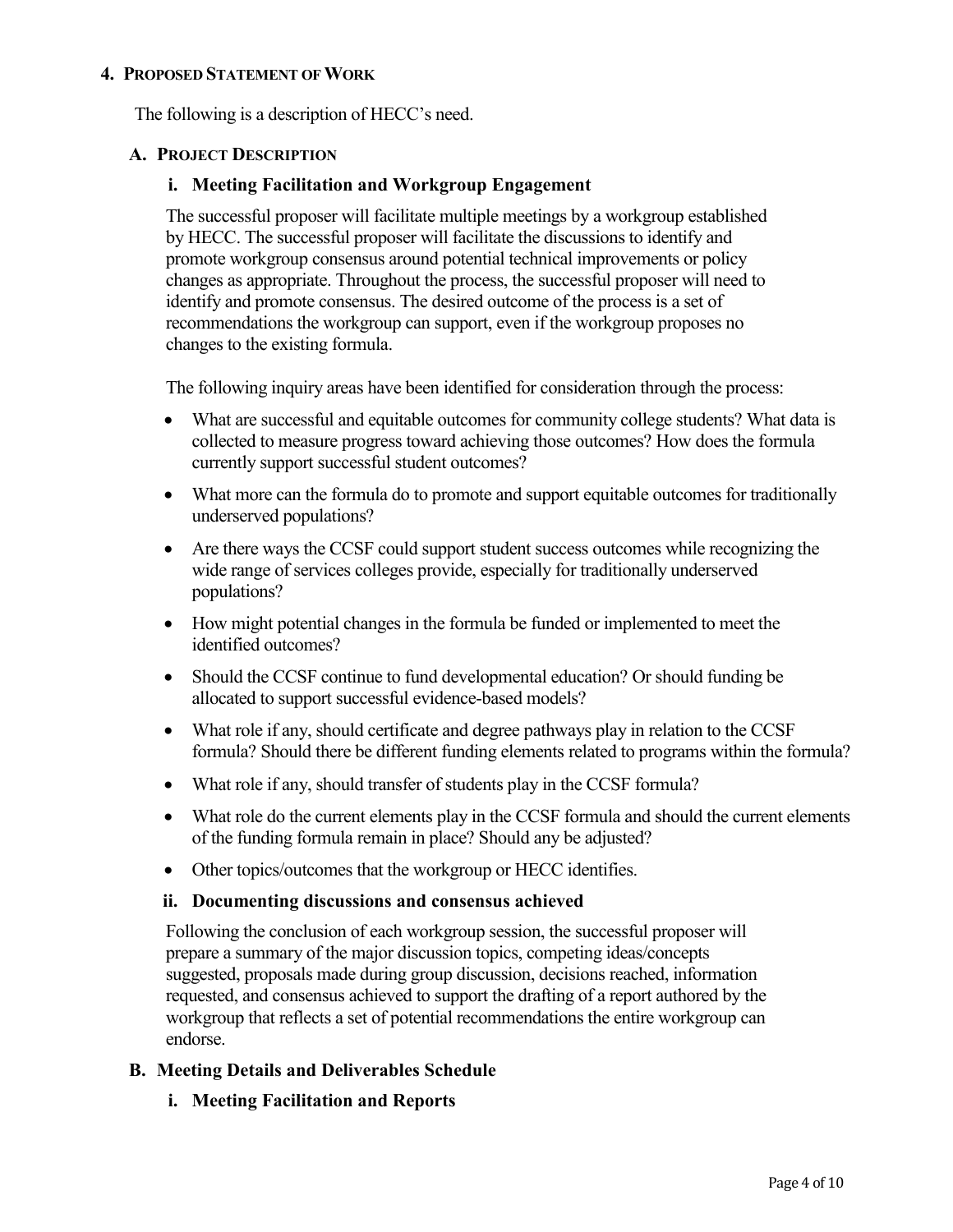## 4. Proposed Statement of Work

The following is a description of HECC's need.

### A. Project Description

#### i. Meeting Facilitation and Workgroup Engagement

The successful proposer will facilitate multiple meetings by a workgroup established by HECC. The successful proposer will facilitate the discussions to identify and promote workgroup consensus around potential technical improvements or policy changes as appropriate. Throughout the process, the successful proposer will need to identify and promote consensus. The desired outcome of the process is a set of recommendations the workgroup can support, even if the workgroup proposes no changes to the existing formula.

The following inquiry areas have been identified for consideration through the process:

- What are successful and equitable outcomes for community college students? What data is collected to measure progress toward achieving those outcomes? How does the formula currently support successful student outcomes?
- What more can the formula do to promote and support equitable outcomes for traditionally underserved populations?
- Are there ways the CCSF could support student success outcomes while recognizing the wide range of services colleges provide, especially for traditionally underserved populations?
- How might potential changes in the formula be funded or implemented to meet the identified outcomes?
- Should the CCSF continue to fund developmental education? Or should funding be allocated to support successful evidence-based models?
- What role if any, should certificate and degree pathways play in relation to the CCSF formula? Should there be different funding elements related to programs within the formula?
- What role if any, should transfer of students play in the CCSF formula?
- What role do the current elements play in the CCSF formula and should the current elements of the funding formula remain in place? Should any be adjusted?
- Other topics/outcomes that the workgroup or HECC identifies.

#### ii. Documenting discussions and consensus achieved

Following the conclusion of each workgroup session, the successful proposer will prepare a summary of the major discussion topics, competing ideas/concepts suggested, proposals made during group discussion, decisions reached, information requested, and consensus achieved to support the drafting of a report authored by the workgroup that reflects a set of potential recommendations the entire workgroup can endorse.

### B. Meeting Details and Deliverables Schedule

#### i. Meeting Facilitation and Reports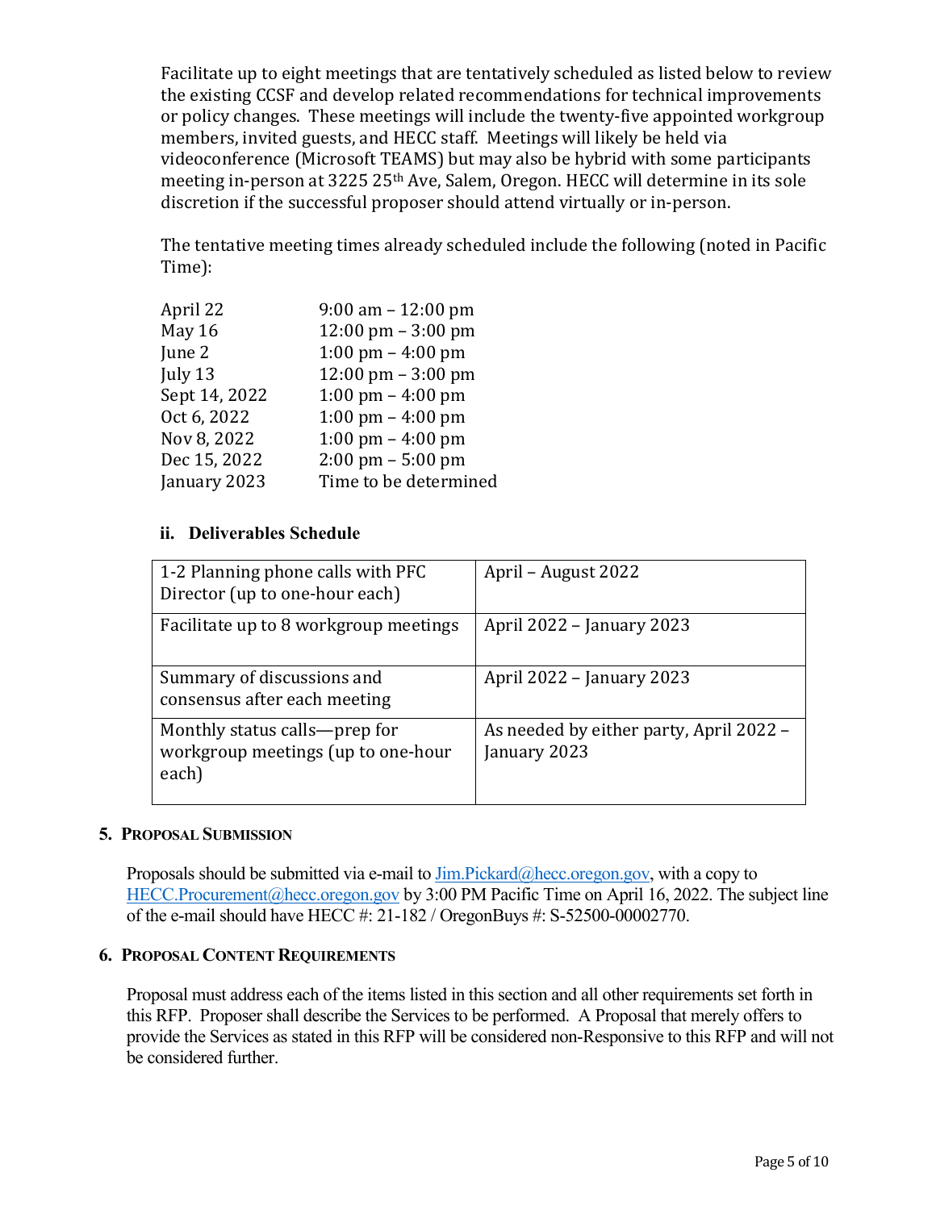Facilitate up to eight meetings that are tentatively scheduled as listed below to review the existing CCSF and develop related recommendations for technical improvements or policy changes. These meetings will include the twenty-five appointed workgroup members, invited guests, and HECC staff. Meetings will likely be held via videoconference (Microsoft TEAMS) but may also be hybrid with some participants meeting in-person at 3225 25th Ave, Salem, Oregon. HECC will determine in its sole discretion if the successful proposer should attend virtually or in-person.

The tentative meeting times already scheduled include the following (noted in Pacific Time):

| | |
|---|---|
| April 22 | 9:00 am – 12:00 pm |
| May 16 | 12:00 pm – 3:00 pm |
| June 2 | 1:00 pm – 4:00 pm |
| July 13 | 12:00 pm – 3:00 pm |
| Sept 14, 2022 | 1:00 pm – 4:00 pm |
| Oct 6, 2022 | 1:00 pm – 4:00 pm |
| Nov 8, 2022 | 1:00 pm – 4:00 pm |
| Dec 15, 2022 | 2:00 pm – 5:00 pm |
| January 2023 | Time to be determined |

### ii. Deliverables Schedule

| | |
|---|---|
| 1-2 Planning phone calls with PFC Director (up to one-hour each) | April – August 2022 |
| Facilitate up to 8 workgroup meetings | April 2022 – January 2023 |
| Summary of discussions and consensus after each meeting | April 2022 – January 2023 |
| Monthly status calls—prep for workgroup meetings (up to one-hour each) | As needed by either party, April 2022 – January 2023 |

## 5. Proposal Submission

Proposals should be submitted via e-mail to Jim.Pickard@hecc.oregon.gov, with a copy to HECC.Procurement@hecc.oregon.gov by 3:00 PM Pacific Time on April 16, 2022. The subject line of the e-mail should have HECC #: 21-182 / OregonBuys #: S-52500-00002770.

## 6. Proposal Content Requirements

Proposal must address each of the items listed in this section and all other requirements set forth in this RFP. Proposer shall describe the Services to be performed. A Proposal that merely offers to provide the Services as stated in this RFP will be considered non-Responsive to this RFP and will not be considered further.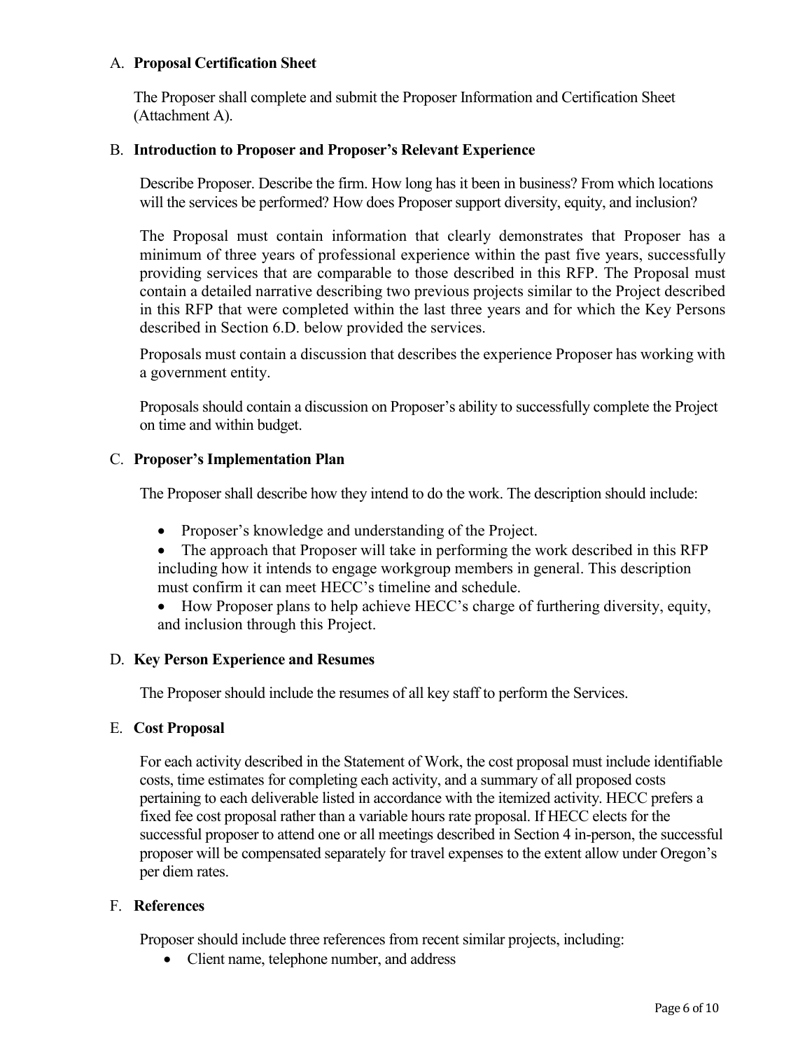### A. **Proposal Certification Sheet**

The Proposer shall complete and submit the Proposer Information and Certification Sheet (Attachment A).

### B. **Introduction to Proposer and Proposer's Relevant Experience**

Describe Proposer. Describe the firm. How long has it been in business? From which locations will the services be performed? How does Proposer support diversity, equity, and inclusion?

The Proposal must contain information that clearly demonstrates that Proposer has a minimum of three years of professional experience within the past five years, successfully providing services that are comparable to those described in this RFP. The Proposal must contain a detailed narrative describing two previous projects similar to the Project described in this RFP that were completed within the last three years and for which the Key Persons described in Section 6.D. below provided the services.

Proposals must contain a discussion that describes the experience Proposer has working with a government entity.

Proposals should contain a discussion on Proposer's ability to successfully complete the Project on time and within budget.

### C. **Proposer's Implementation Plan**

The Proposer shall describe how they intend to do the work. The description should include:

- Proposer's knowledge and understanding of the Project.
- The approach that Proposer will take in performing the work described in this RFP including how it intends to engage workgroup members in general. This description must confirm it can meet HECC's timeline and schedule.
- How Proposer plans to help achieve HECC's charge of furthering diversity, equity, and inclusion through this Project.

### D. **Key Person Experience and Resumes**

The Proposer should include the resumes of all key staff to perform the Services.

### E. **Cost Proposal**

For each activity described in the Statement of Work, the cost proposal must include identifiable costs, time estimates for completing each activity, and a summary of all proposed costs pertaining to each deliverable listed in accordance with the itemized activity. HECC prefers a fixed fee cost proposal rather than a variable hours rate proposal. If HECC elects for the successful proposer to attend one or all meetings described in Section 4 in-person, the successful proposer will be compensated separately for travel expenses to the extent allow under Oregon's per diem rates.

### F. **References**

Proposer should include three references from recent similar projects, including:

- Client name, telephone number, and address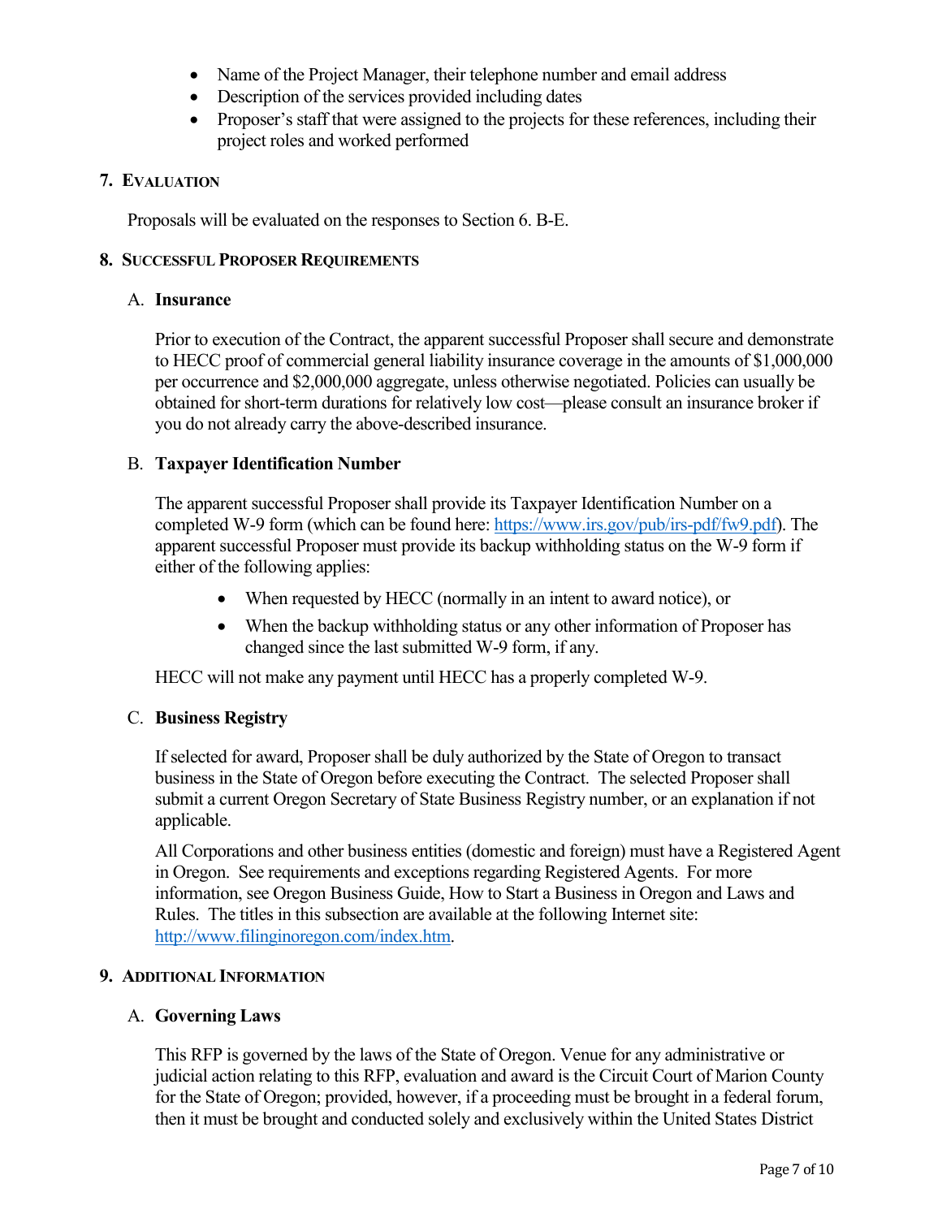- Name of the Project Manager, their telephone number and email address
- Description of the services provided including dates
- Proposer's staff that were assigned to the projects for these references, including their project roles and worked performed

## 7. Evaluation

Proposals will be evaluated on the responses to Section 6. B-E.

## 8. Successful Proposer Requirements

### A. Insurance

Prior to execution of the Contract, the apparent successful Proposer shall secure and demonstrate to HECC proof of commercial general liability insurance coverage in the amounts of $1,000,000 per occurrence and $2,000,000 aggregate, unless otherwise negotiated. Policies can usually be obtained for short-term durations for relatively low cost—please consult an insurance broker if you do not already carry the above-described insurance.

### B. Taxpayer Identification Number

The apparent successful Proposer shall provide its Taxpayer Identification Number on a completed W-9 form (which can be found here: https://www.irs.gov/pub/irs-pdf/fw9.pdf). The apparent successful Proposer must provide its backup withholding status on the W-9 form if either of the following applies:

- When requested by HECC (normally in an intent to award notice), or
- When the backup withholding status or any other information of Proposer has changed since the last submitted W-9 form, if any.

HECC will not make any payment until HECC has a properly completed W-9.

### C. Business Registry

If selected for award, Proposer shall be duly authorized by the State of Oregon to transact business in the State of Oregon before executing the Contract. The selected Proposer shall submit a current Oregon Secretary of State Business Registry number, or an explanation if not applicable.

All Corporations and other business entities (domestic and foreign) must have a Registered Agent in Oregon. See requirements and exceptions regarding Registered Agents. For more information, see Oregon Business Guide, How to Start a Business in Oregon and Laws and Rules. The titles in this subsection are available at the following Internet site: http://www.filinginoregon.com/index.htm.

## 9. Additional Information

### A. Governing Laws

This RFP is governed by the laws of the State of Oregon. Venue for any administrative or judicial action relating to this RFP, evaluation and award is the Circuit Court of Marion County for the State of Oregon; provided, however, if a proceeding must be brought in a federal forum, then it must be brought and conducted solely and exclusively within the United States District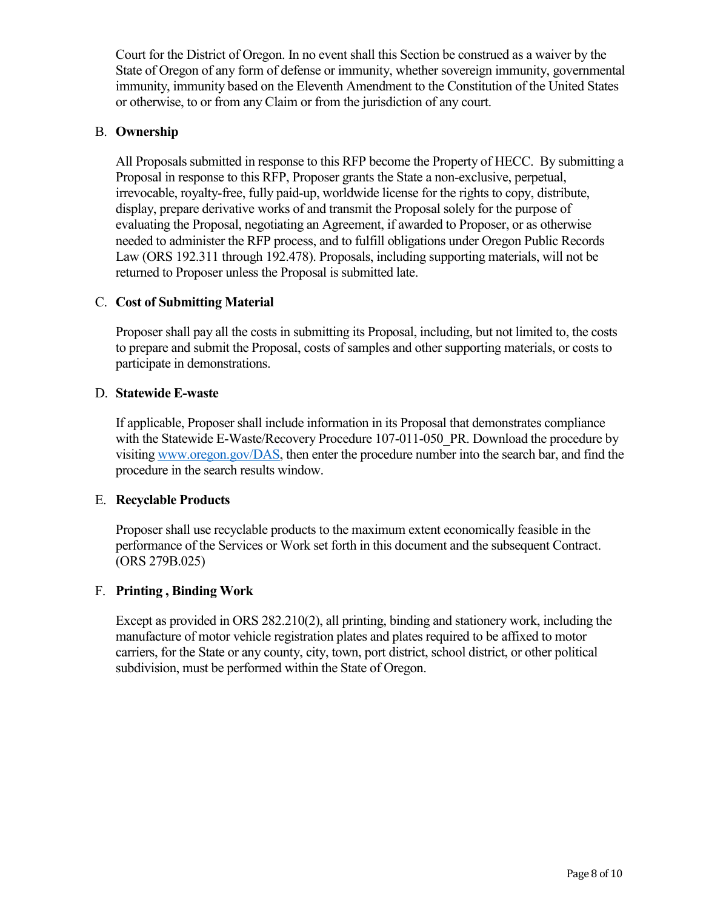Court for the District of Oregon. In no event shall this Section be construed as a waiver by the State of Oregon of any form of defense or immunity, whether sovereign immunity, governmental immunity, immunity based on the Eleventh Amendment to the Constitution of the United States or otherwise, to or from any Claim or from the jurisdiction of any court.

B. **Ownership**

All Proposals submitted in response to this RFP become the Property of HECC. By submitting a Proposal in response to this RFP, Proposer grants the State a non-exclusive, perpetual, irrevocable, royalty-free, fully paid-up, worldwide license for the rights to copy, distribute, display, prepare derivative works of and transmit the Proposal solely for the purpose of evaluating the Proposal, negotiating an Agreement, if awarded to Proposer, or as otherwise needed to administer the RFP process, and to fulfill obligations under Oregon Public Records Law (ORS 192.311 through 192.478). Proposals, including supporting materials, will not be returned to Proposer unless the Proposal is submitted late.

C. **Cost of Submitting Material**

Proposer shall pay all the costs in submitting its Proposal, including, but not limited to, the costs to prepare and submit the Proposal, costs of samples and other supporting materials, or costs to participate in demonstrations.

D. **Statewide E-waste**

If applicable, Proposer shall include information in its Proposal that demonstrates compliance with the Statewide E-Waste/Recovery Procedure 107-011-050_PR. Download the procedure by visiting [www.oregon.gov/DAS](http://www.oregon.gov/DAS), then enter the procedure number into the search bar, and find the procedure in the search results window.

E. **Recyclable Products**

Proposer shall use recyclable products to the maximum extent economically feasible in the performance of the Services or Work set forth in this document and the subsequent Contract. (ORS 279B.025)

F. **Printing , Binding Work**

Except as provided in ORS 282.210(2), all printing, binding and stationery work, including the manufacture of motor vehicle registration plates and plates required to be affixed to motor carriers, for the State or any county, city, town, port district, school district, or other political subdivision, must be performed within the State of Oregon.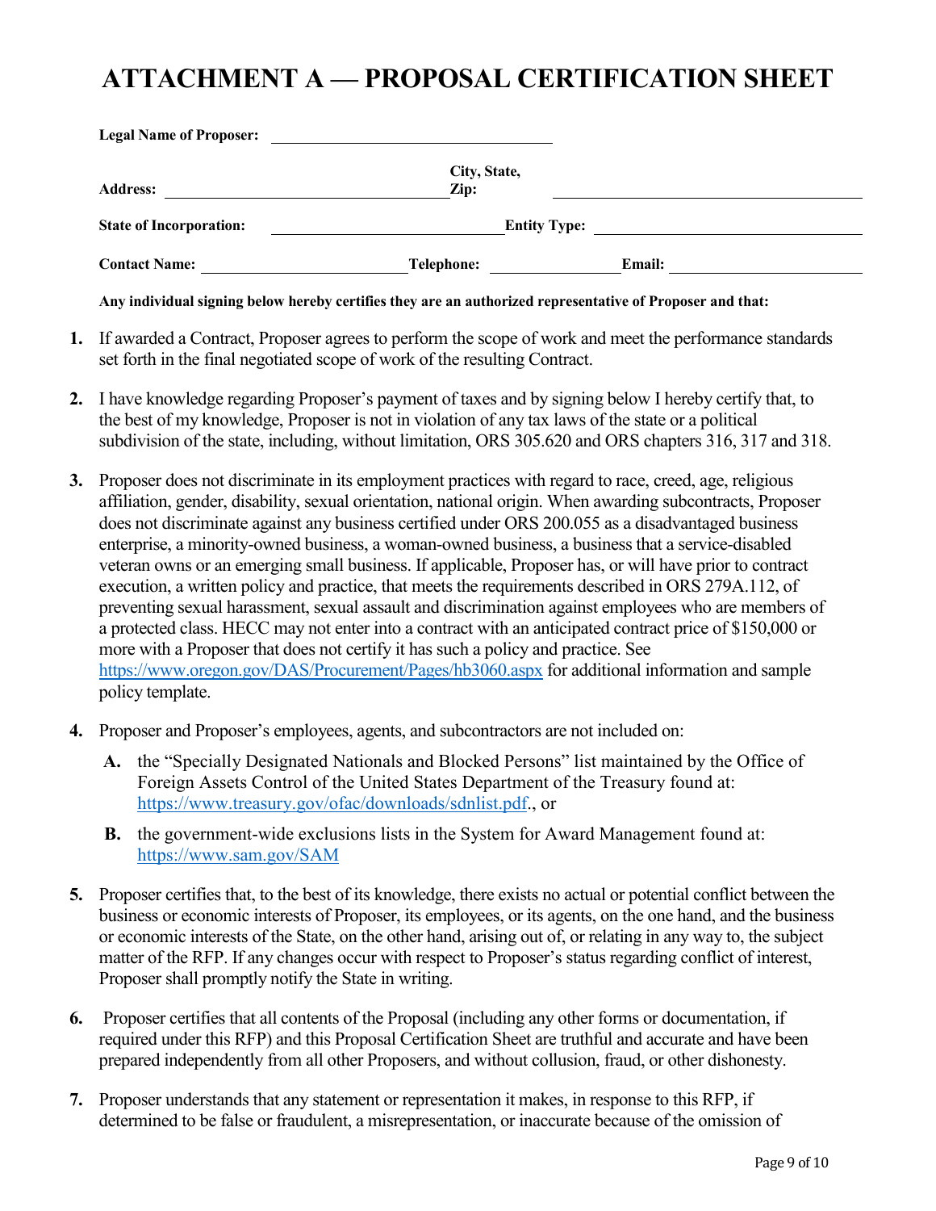# ATTACHMENT A — PROPOSAL CERTIFICATION SHEET

**Legal Name of Proposer:** ______________________________

**Address:** ______________________________ **City, State, Zip:** ______________________________

**State of Incorporation:** ______________________________ **Entity Type:** ______________________________

**Contact Name:** ____________________ **Telephone:** ______________ **Email:** ____________________

**Any individual signing below hereby certifies they are an authorized representative of Proposer and that:**

1. If awarded a Contract, Proposer agrees to perform the scope of work and meet the performance standards set forth in the final negotiated scope of work of the resulting Contract.

2. I have knowledge regarding Proposer's payment of taxes and by signing below I hereby certify that, to the best of my knowledge, Proposer is not in violation of any tax laws of the state or a political subdivision of the state, including, without limitation, ORS 305.620 and ORS chapters 316, 317 and 318.

3. Proposer does not discriminate in its employment practices with regard to race, creed, age, religious affiliation, gender, disability, sexual orientation, national origin. When awarding subcontracts, Proposer does not discriminate against any business certified under ORS 200.055 as a disadvantaged business enterprise, a minority-owned business, a woman-owned business, a business that a service-disabled veteran owns or an emerging small business. If applicable, Proposer has, or will have prior to contract execution, a written policy and practice, that meets the requirements described in ORS 279A.112, of preventing sexual harassment, sexual assault and discrimination against employees who are members of a protected class. HECC may not enter into a contract with an anticipated contract price of $150,000 or more with a Proposer that does not certify it has such a policy and practice. See https://www.oregon.gov/DAS/Procurement/Pages/hb3060.aspx for additional information and sample policy template.

4. Proposer and Proposer's employees, agents, and subcontractors are not included on:

   **A.** the "Specially Designated Nationals and Blocked Persons" list maintained by the Office of Foreign Assets Control of the United States Department of the Treasury found at: https://www.treasury.gov/ofac/downloads/sdnlist.pdf., or

   **B.** the government-wide exclusions lists in the System for Award Management found at: https://www.sam.gov/SAM

5. Proposer certifies that, to the best of its knowledge, there exists no actual or potential conflict between the business or economic interests of Proposer, its employees, or its agents, on the one hand, and the business or economic interests of the State, on the other hand, arising out of, or relating in any way to, the subject matter of the RFP. If any changes occur with respect to Proposer's status regarding conflict of interest, Proposer shall promptly notify the State in writing.

6. Proposer certifies that all contents of the Proposal (including any other forms or documentation, if required under this RFP) and this Proposal Certification Sheet are truthful and accurate and have been prepared independently from all other Proposers, and without collusion, fraud, or other dishonesty.

7. Proposer understands that any statement or representation it makes, in response to this RFP, if determined to be false or fraudulent, a misrepresentation, or inaccurate because of the omission of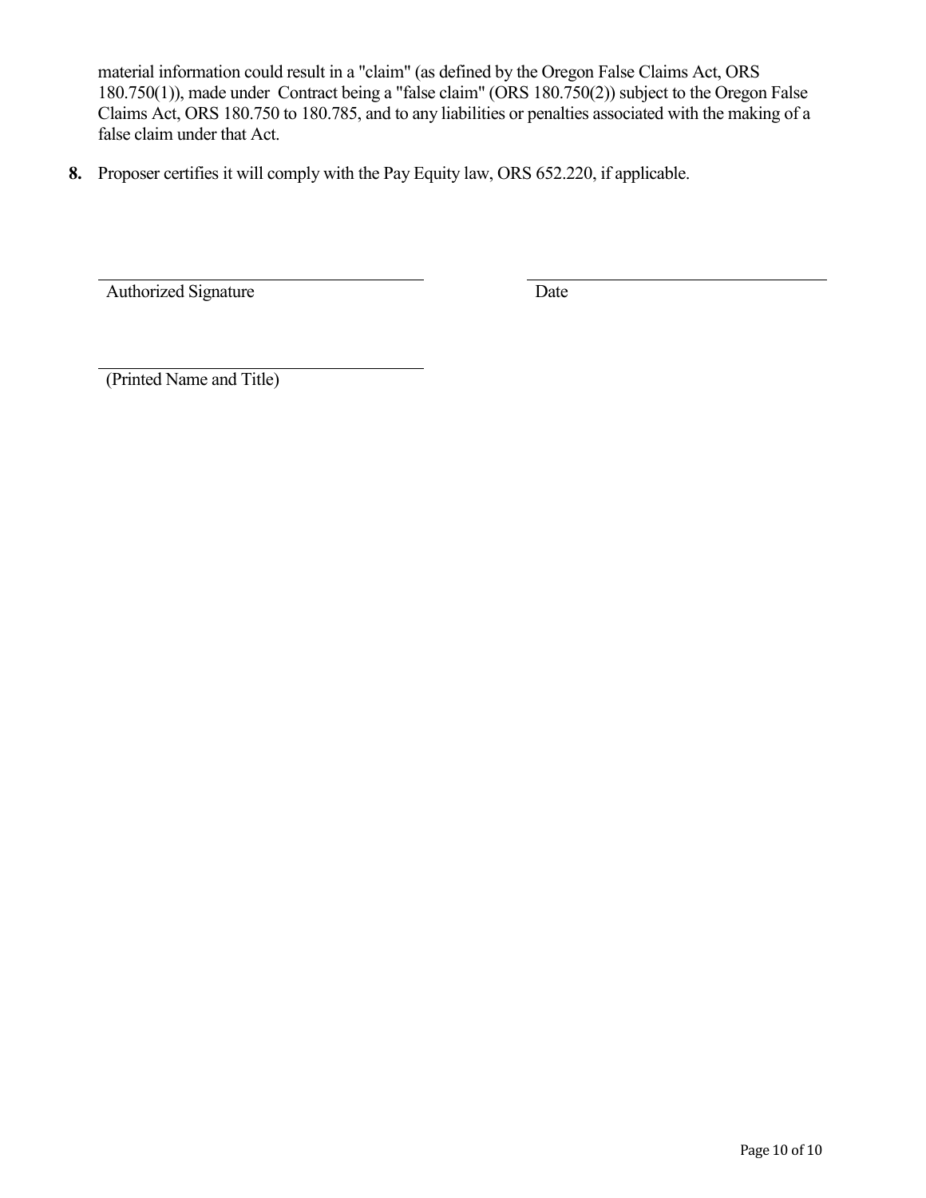material information could result in a "claim" (as defined by the Oregon False Claims Act, ORS 180.750(1)), made under Contract being a "false claim" (ORS 180.750(2)) subject to the Oregon False Claims Act, ORS 180.750 to 180.785, and to any liabilities or penalties associated with the making of a false claim under that Act.

**8.** Proposer certifies it will comply with the Pay Equity law, ORS 652.220, if applicable.

\_\_\_\_\_\_\_\_\_\_\_\_\_\_\_\_\_\_\_\_\_\_\_\_\_\_\_\_\_\_\_\_\_\_\_\_ \_\_\_\_\_\_\_\_\_\_\_\_\_\_\_\_\_\_\_\_\_\_\_\_\_\_\_\_\_\_\_\_\_\_\_\_

Authorized Signature Date

\_\_\_\_\_\_\_\_\_\_\_\_\_\_\_\_\_\_\_\_\_\_\_\_\_\_\_\_\_\_\_\_\_\_\_\_

(Printed Name and Title)